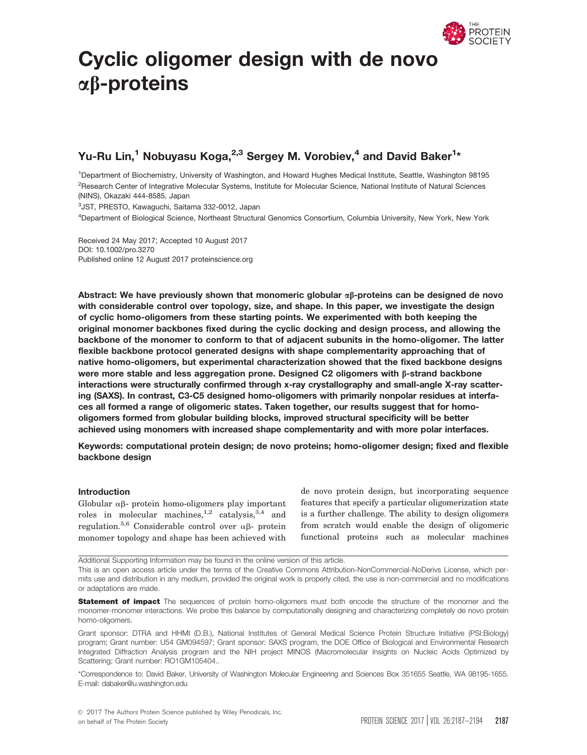# Cyclic oligomer design with de novo αβ-proteins

## Yu-Ru Lin,[1] Nobuyasu Koga,[2,3] Sergey M. Vorobiev,[4] and David Baker[1]*

[1]Department of Biochemistry, University of Washington, and Howard Hughes Medical Institute, Seattle, Washington 98195
[2]Research Center of Integrative Molecular Systems, Institute for Molecular Science, National Institute of Natural Sciences (NINS), Okazaki 444-8585, Japan
[3]JST, PRESTO, Kawaguchi, Saitama 332-0012, Japan
[4]Department of Biological Science, Northeast Structural Genomics Consortium, Columbia University, New York, New York

Received 24 May 2017; Accepted 10 August 2017
DOI: 10.1002/pro.3270
Published online 12 August 2017 proteinscience.org

**Abstract: We have previously shown that monomeric globular αβ-proteins can be designed de novo with considerable control over topology, size, and shape. In this paper, we investigate the design of cyclic homo-oligomers from these starting points. We experimented with both keeping the original monomer backbones fixed during the cyclic docking and design process, and allowing the backbone of the monomer to conform to that of adjacent subunits in the homo-oligomer. The latter flexible backbone protocol generated designs with shape complementarity approaching that of native homo-oligomers, but experimental characterization showed that the fixed backbone designs were more stable and less aggregation prone. Designed C2 oligomers with β-strand backbone interactions were structurally confirmed through x-ray crystallography and small-angle X-ray scattering (SAXS). In contrast, C3-C5 designed homo-oligomers with primarily nonpolar residues at interfaces all formed a range of oligomeric states. Taken together, our results suggest that for homo-oligomers formed from globular building blocks, improved structural specificity will be better achieved using monomers with increased shape complementarity and with more polar interfaces.**

**Keywords: computational protein design; de novo proteins; homo-oligomer design; fixed and flexible backbone design**

### Introduction

Globular αβ- protein homo-oligomers play important roles in molecular machines,[1,2] catalysis,[3,4] and regulation.[5,6] Considerable control over αβ- protein monomer topology and shape has been achieved with de novo protein design, but incorporating sequence features that specify a particular oligomerization state is a further challenge. The ability to design oligomers from scratch would enable the design of oligomeric functional proteins such as molecular machines

Additional Supporting Information may be found in the online version of this article.

This is an open access article under the terms of the Creative Commons Attribution-NonCommercial-NoDerivs License, which permits use and distribution in any medium, provided the original work is properly cited, the use is non-commercial and no modifications or adaptations are made.

**Statement of impact** The sequences of protein homo-oligomers must both encode the structure of the monomer and the monomer-monomer interactions. We probe this balance by computationally designing and characterizing completely de novo protein homo-oligomers.

Grant sponsor: DTRA and HHMI (D.B.), National Institutes of General Medical Science Protein Structure Initiative (PSI:Biology) program; Grant number: U54 GM094597; Grant sponsor: SAXS program, the DOE Office of Biological and Environmental Research Integrated Diffraction Analysis program and the NIH project MINOS (Macromolecular Insights on Nucleic Acids Optimized by Scattering; Grant number: RO1GM105404..

*Correspondence to: David Baker, University of Washington Molecular Engineering and Sciences Box 351655 Seattle, WA 98195-1655. E-mail: dabaker@u.washington.edu

© 2017 The Authors Protein Science published by Wiley Periodicals, Inc. on behalf of The Protein Society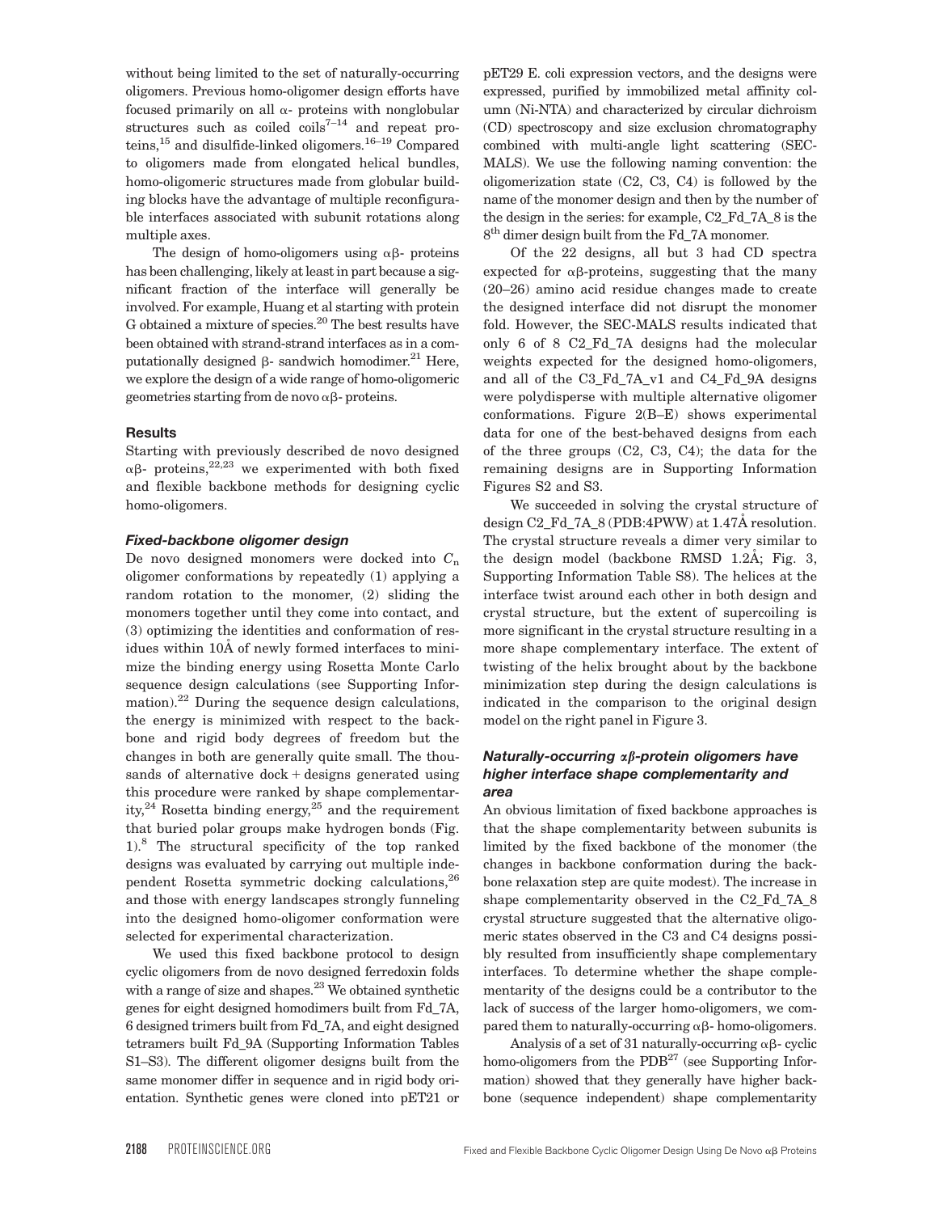without being limited to the set of naturally-occurring oligomers. Previous homo-oligomer design efforts have focused primarily on all α- proteins with nonglobular structures such as coiled coils[7–14] and repeat proteins,[15] and disulfide-linked oligomers.[16–19] Compared to oligomers made from elongated helical bundles, homo-oligomeric structures made from globular building blocks have the advantage of multiple reconfigurable interfaces associated with subunit rotations along multiple axes.

The design of homo-oligomers using αβ- proteins has been challenging, likely at least in part because a significant fraction of the interface will generally be involved. For example, Huang et al starting with protein G obtained a mixture of species.[20] The best results have been obtained with strand-strand interfaces as in a computationally designed β- sandwich homodimer.[21] Here, we explore the design of a wide range of homo-oligomeric geometries starting from de novo αβ- proteins.

## Results

Starting with previously described de novo designed αβ- proteins,[22,23] we experimented with both fixed and flexible backbone methods for designing cyclic homo-oligomers.

### *Fixed-backbone oligomer design*

De novo designed monomers were docked into $C_n$ oligomer conformations by repeatedly (1) applying a random rotation to the monomer, (2) sliding the monomers together until they come into contact, and (3) optimizing the identities and conformation of residues within 10Å of newly formed interfaces to minimize the binding energy using Rosetta Monte Carlo sequence design calculations (see Supporting Information).[22] During the sequence design calculations, the energy is minimized with respect to the backbone and rigid body degrees of freedom but the changes in both are generally quite small. The thousands of alternative dock + designs generated using this procedure were ranked by shape complementarity,[24] Rosetta binding energy,[25] and the requirement that buried polar groups make hydrogen bonds (Fig. 1).[8] The structural specificity of the top ranked designs was evaluated by carrying out multiple independent Rosetta symmetric docking calculations,[26] and those with energy landscapes strongly funneling into the designed homo-oligomer conformation were selected for experimental characterization.

We used this fixed backbone protocol to design cyclic oligomers from de novo designed ferredoxin folds with a range of size and shapes.[23] We obtained synthetic genes for eight designed homodimers built from Fd_7A, 6 designed trimers built from Fd_7A, and eight designed tetramers built Fd_9A (Supporting Information Tables S1–S3). The different oligomer designs built from the same monomer differ in sequence and in rigid body orientation. Synthetic genes were cloned into pET21 or pET29 E. coli expression vectors, and the designs were expressed, purified by immobilized metal affinity column (Ni-NTA) and characterized by circular dichroism (CD) spectroscopy and size exclusion chromatography combined with multi-angle light scattering (SEC-MALS). We use the following naming convention: the oligomerization state (C2, C3, C4) is followed by the name of the monomer design and then by the number of the design in the series: for example, C2_Fd_7A_8 is the 8th dimer design built from the Fd_7A monomer.

Of the 22 designs, all but 3 had CD spectra expected for αβ-proteins, suggesting that the many (20–26) amino acid residue changes made to create the designed interface did not disrupt the monomer fold. However, the SEC-MALS results indicated that only 6 of 8 C2_Fd_7A designs had the molecular weights expected for the designed homo-oligomers, and all of the C3_Fd_7A_v1 and C4_Fd_9A designs were polydisperse with multiple alternative oligomer conformations. Figure 2(B–E) shows experimental data for one of the best-behaved designs from each of the three groups (C2, C3, C4); the data for the remaining designs are in Supporting Information Figures S2 and S3.

We succeeded in solving the crystal structure of design C2_Fd_7A_8 (PDB:4PWW) at 1.47Å resolution. The crystal structure reveals a dimer very similar to the design model (backbone RMSD 1.2Å; Fig. 3, Supporting Information Table S8). The helices at the interface twist around each other in both design and crystal structure, but the extent of supercoiling is more significant in the crystal structure resulting in a more shape complementary interface. The extent of twisting of the helix brought about by the backbone minimization step during the design calculations is indicated in the comparison to the original design model on the right panel in Figure 3.

### *Naturally-occurring αβ-protein oligomers have higher interface shape complementarity and area*

An obvious limitation of fixed backbone approaches is that the shape complementarity between subunits is limited by the fixed backbone of the monomer (the changes in backbone conformation during the backbone relaxation step are quite modest). The increase in shape complementarity observed in the C2_Fd_7A_8 crystal structure suggested that the alternative oligomeric states observed in the C3 and C4 designs possibly resulted from insufficiently shape complementary interfaces. To determine whether the shape complementarity of the designs could be a contributor to the lack of success of the larger homo-oligomers, we compared them to naturally-occurring αβ- homo-oligomers.

Analysis of a set of 31 naturally-occurring αβ- cyclic homo-oligomers from the PDB[27] (see Supporting Information) showed that they generally have higher backbone (sequence independent) shape complementarity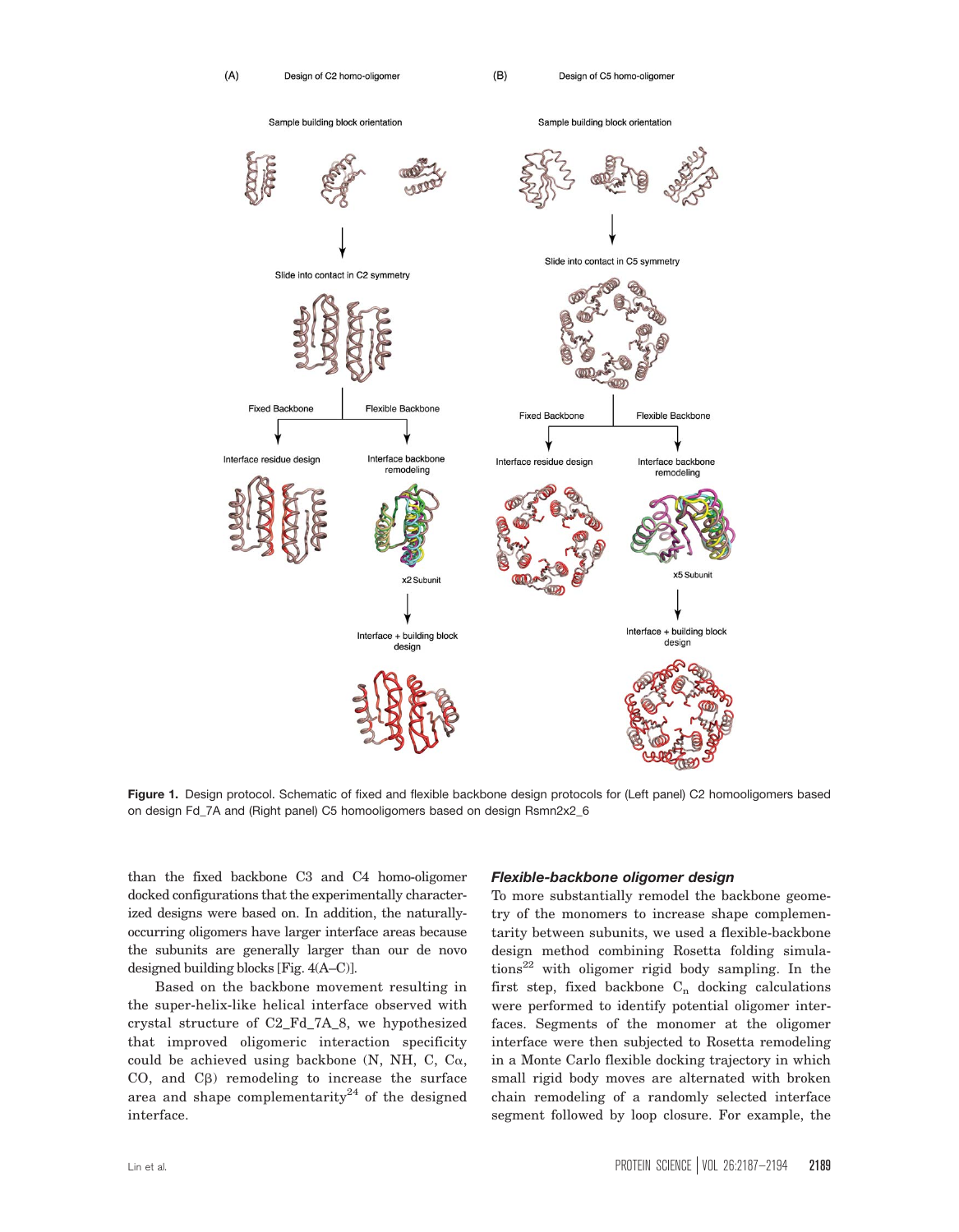**Figure 1.** Design protocol. Schematic of fixed and flexible backbone design protocols for (Left panel) C2 homooligomers based on design Fd_7A and (Right panel) C5 homooligomers based on design Rsmn2x2_6

than the fixed backbone C3 and C4 homo-oligomer docked configurations that the experimentally characterized designs were based on. In addition, the naturally-occurring oligomers have larger interface areas because the subunits are generally larger than our de novo designed building blocks [Fig. 4(A–C)].

Based on the backbone movement resulting in the super-helix-like helical interface observed with crystal structure of C2_Fd_7A_8, we hypothesized that improved oligomeric interaction specificity could be achieved using backbone (N, NH, C, Cα, CO, and Cβ) remodeling to increase the surface area and shape complementarity[24] of the designed interface.

### *Flexible-backbone oligomer design*

To more substantially remodel the backbone geometry of the monomers to increase shape complementarity between subunits, we used a flexible-backbone design method combining Rosetta folding simulations[22] with oligomer rigid body sampling. In the first step, fixed backbone $C_n$ docking calculations were performed to identify potential oligomer interfaces. Segments of the monomer at the oligomer interface were then subjected to Rosetta remodeling in a Monte Carlo flexible docking trajectory in which small rigid body moves are alternated with broken chain remodeling of a randomly selected interface segment followed by loop closure. For example, the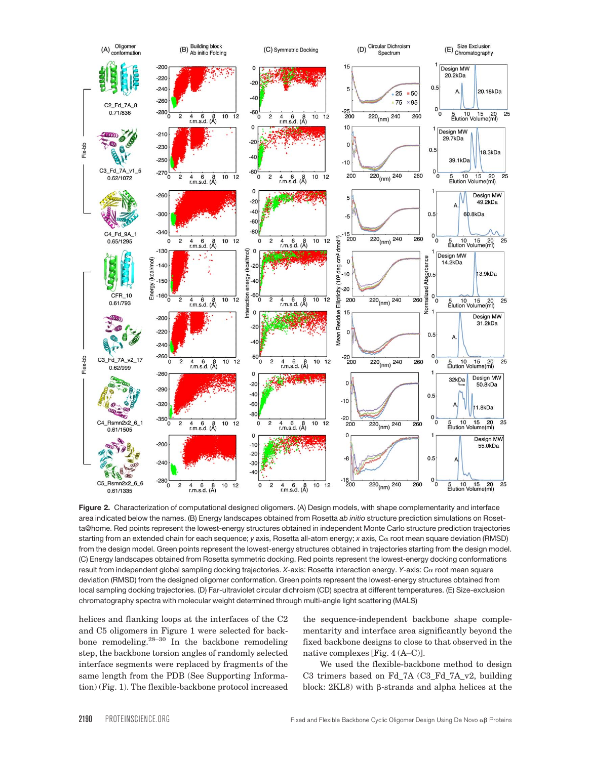**Figure 2.** Characterization of computational designed oligomers. (A) Design models, with shape complementarity and interface area indicated below the names. (B) Energy landscapes obtained from Rosetta *ab initio* structure prediction simulations on Rosetta@home. Red points represent the lowest-energy structures obtained in independent Monte Carlo structure prediction trajectories starting from an extended chain for each sequence; *y* axis, Rosetta all-atom energy; *x* axis, Cα root mean square deviation (RMSD) from the design model. Green points represent the lowest-energy structures obtained in trajectories starting from the design model. (C) Energy landscapes obtained from Rosetta symmetric docking. Red points represent the lowest-energy docking conformations result from independent global sampling docking trajectories. *X*-axis: Rosetta interaction energy. *Y*-axis: Cα root mean square deviation (RMSD) from the designed oligomer conformation. Green points represent the lowest-energy structures obtained from local sampling docking trajectories. (D) Far-ultraviolet circular dichroism (CD) spectra at different temperatures. (E) Size-exclusion chromatography spectra with molecular weight determined through multi-angle light scattering (MALS)

helices and flanking loops at the interfaces of the C2 and C5 oligomers in Figure 1 were selected for backbone remodeling.[28–30] In the backbone remodeling step, the backbone torsion angles of randomly selected interface segments were replaced by fragments of the same length from the PDB (See Supporting Information) (Fig. 1). The flexible-backbone protocol increased the sequence-independent backbone shape complementarity and interface area significantly beyond the fixed backbone designs to close to that observed in the native complexes [Fig. 4 (A–C)].

We used the flexible-backbone method to design C3 trimers based on Fd_7A (C3_Fd_7A_v2, building block: 2KL8) with β-strands and alpha helices at the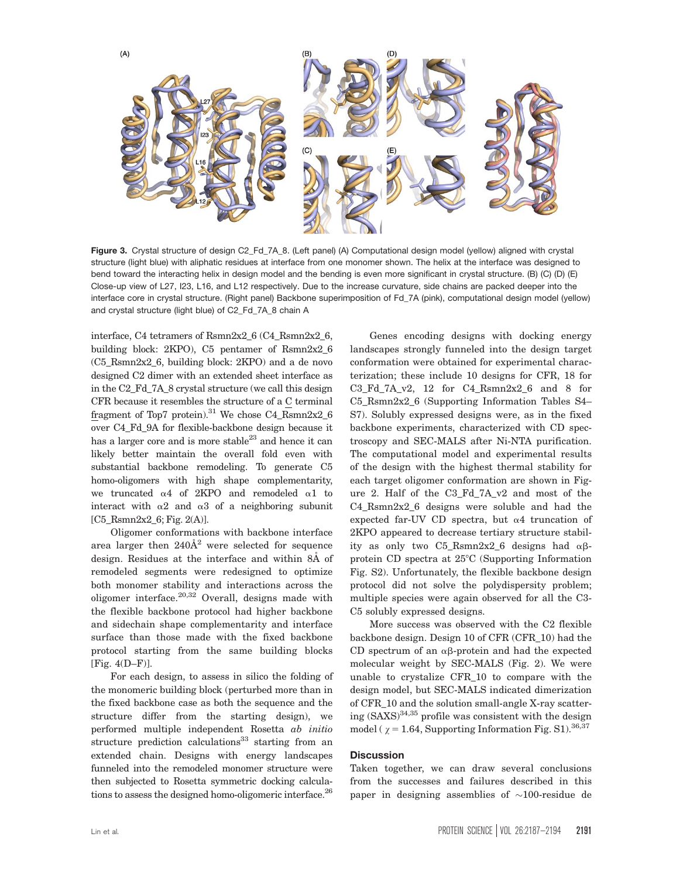**Figure 3.** Crystal structure of design C2_Fd_7A_8. (Left panel) (A) Computational design model (yellow) aligned with crystal structure (light blue) with aliphatic residues at interface from one monomer shown. The helix at the interface was designed to bend toward the interacting helix in design model and the bending is even more significant in crystal structure. (B) (C) (D) (E) Close-up view of L27, I23, L16, and L12 respectively. Due to the increase curvature, side chains are packed deeper into the interface core in crystal structure. (Right panel) Backbone superimposition of Fd_7A (pink), computational design model (yellow) and crystal structure (light blue) of C2_Fd_7A_8 chain A

interface, C4 tetramers of Rsmn2x2_6 (C4_Rsmn2x2_6, building block: 2KPO), C5 pentamer of Rsmn2x2_6 (C5_Rsmn2x2_6, building block: 2KPO) and a de novo designed C2 dimer with an extended sheet interface as in the C2_Fd_7A_8 crystal structure (we call this design CFR because it resembles the structure of a C terminal fragment of Top7 protein).[31] We chose C4_Rsmn2x2_6 over C4_Fd_9A for flexible-backbone design because it has a larger core and is more stable[23] and hence it can likely better maintain the overall fold even with substantial backbone remodeling. To generate C5 homo-oligomers with high shape complementarity, we truncated α4 of 2KPO and remodeled α1 to interact with α2 and α3 of a neighboring subunit [C5_Rsmn2x2_6; Fig. 2(A)].

Oligomer conformations with backbone interface area larger then 240Å$^2$ were selected for sequence design. Residues at the interface and within 8Å of remodeled segments were redesigned to optimize both monomer stability and interactions across the oligomer interface.[20,32] Overall, designs made with the flexible backbone protocol had higher backbone and sidechain shape complementarity and interface surface than those made with the fixed backbone protocol starting from the same building blocks [Fig. 4(D–F)].

For each design, to assess in silico the folding of the monomeric building block (perturbed more than in the fixed backbone case as both the sequence and the structure differ from the starting design), we performed multiple independent Rosetta *ab initio* structure prediction calculations[33] starting from an extended chain. Designs with energy landscapes funneled into the remodeled monomer structure were then subjected to Rosetta symmetric docking calculations to assess the designed homo-oligomeric interface.[26]

Genes encoding designs with docking energy landscapes strongly funneled into the design target conformation were obtained for experimental characterization; these include 10 designs for CFR, 18 for C3_Fd_7A_v2, 12 for C4_Rsmn2x2_6 and 8 for C5_Rsmn2x2_6 (Supporting Information Tables S4–S7). Solubly expressed designs were, as in the fixed backbone experiments, characterized with CD spectroscopy and SEC-MALS after Ni-NTA purification. The computational model and experimental results of the design with the highest thermal stability for each target oligomer conformation are shown in Figure 2. Half of the C3_Fd_7A_v2 and most of the C4_Rsmn2x2_6 designs were soluble and had the expected far-UV CD spectra, but α4 truncation of 2KPO appeared to decrease tertiary structure stability as only two C5_Rsmn2x2_6 designs had αβ-protein CD spectra at 25°C (Supporting Information Fig. S2). Unfortunately, the flexible backbone design protocol did not solve the polydispersity problem; multiple species were again observed for all the C3-C5 solubly expressed designs.

More success was observed with the C2 flexible backbone design. Design 10 of CFR (CFR_10) had the CD spectrum of an αβ-protein and had the expected molecular weight by SEC-MALS (Fig. 2). We were unable to crystalize CFR_10 to compare with the design model, but SEC-MALS indicated dimerization of CFR_10 and the solution small-angle X-ray scattering (SAXS)[34,35] profile was consistent with the design model ( $\chi = 1.64$, Supporting Information Fig. S1).[36,37]

## Discussion

Taken together, we can draw several conclusions from the successes and failures described in this paper in designing assemblies of ∼100-residue de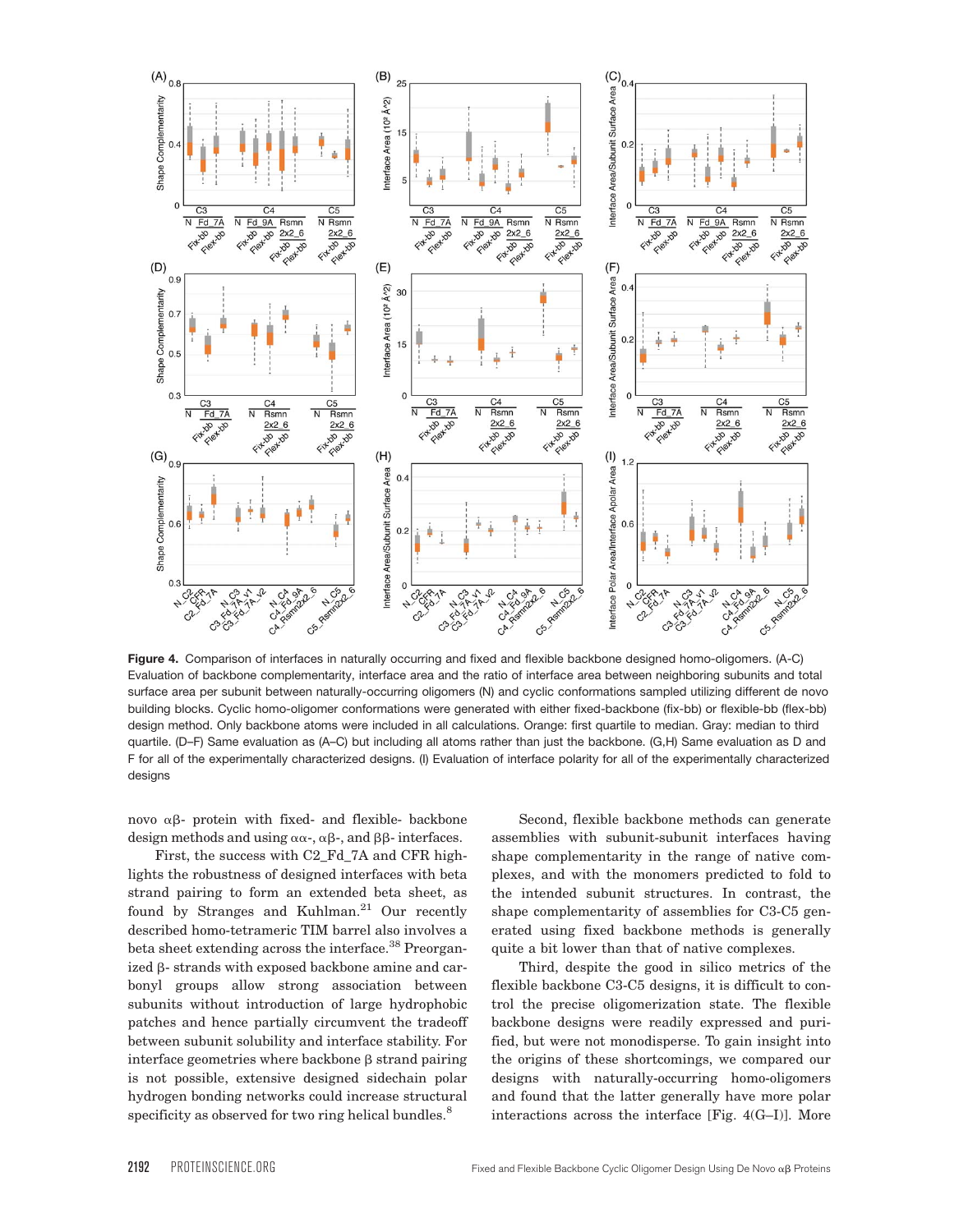**Figure 4.** Comparison of interfaces in naturally occurring and fixed and flexible backbone designed homo-oligomers. (A-C) Evaluation of backbone complementarity, interface area and the ratio of interface area between neighboring subunits and total surface area per subunit between naturally-occurring oligomers (N) and cyclic conformations sampled utilizing different de novo building blocks. Cyclic homo-oligomer conformations were generated with either fixed-backbone (fix-bb) or flexible-bb (flex-bb) design method. Only backbone atoms were included in all calculations. Orange: first quartile to median. Gray: median to third quartile. (D–F) Same evaluation as (A–C) but including all atoms rather than just the backbone. (G,H) Same evaluation as D and F for all of the experimentally characterized designs. (I) Evaluation of interface polarity for all of the experimentally characterized designs

novo αβ- protein with fixed- and flexible- backbone design methods and using αα-, αβ-, and ββ- interfaces.

First, the success with C2_Fd_7A and CFR highlights the robustness of designed interfaces with beta strand pairing to form an extended beta sheet, as found by Stranges and Kuhlman.[21] Our recently described homo-tetrameric TIM barrel also involves a beta sheet extending across the interface.[38] Preorganized β- strands with exposed backbone amine and carbonyl groups allow strong association between subunits without introduction of large hydrophobic patches and hence partially circumvent the tradeoff between subunit solubility and interface stability. For interface geometries where backbone β strand pairing is not possible, extensive designed sidechain polar hydrogen bonding networks could increase structural specificity as observed for two ring helical bundles.[8]

Second, flexible backbone methods can generate assemblies with subunit-subunit interfaces having shape complementarity in the range of native complexes, and with the monomers predicted to fold to the intended subunit structures. In contrast, the shape complementarity of assemblies for C3-C5 generated using fixed backbone methods is generally quite a bit lower than that of native complexes.

Third, despite the good in silico metrics of the flexible backbone C3-C5 designs, it is difficult to control the precise oligomerization state. The flexible backbone designs were readily expressed and purified, but were not monodisperse. To gain insight into the origins of these shortcomings, we compared our designs with naturally-occurring homo-oligomers and found that the latter generally have more polar interactions across the interface [Fig. 4(G–I)]. More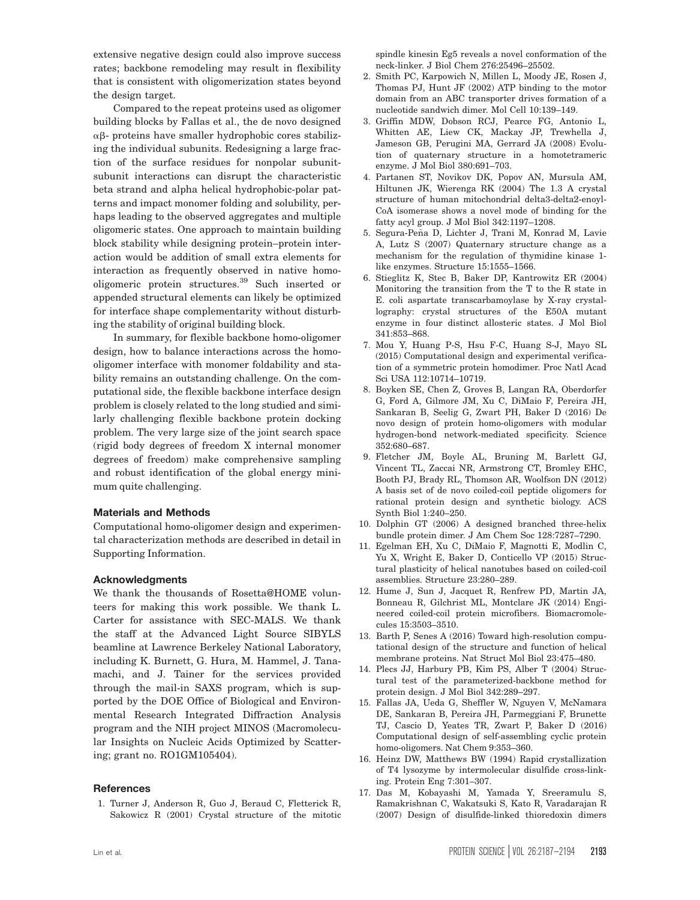extensive negative design could also improve success rates; backbone remodeling may result in flexibility that is consistent with oligomerization states beyond the design target.

Compared to the repeat proteins used as oligomer building blocks by Fallas et al., the de novo designed αβ- proteins have smaller hydrophobic cores stabilizing the individual subunits. Redesigning a large fraction of the surface residues for nonpolar subunit-subunit interactions can disrupt the characteristic beta strand and alpha helical hydrophobic-polar patterns and impact monomer folding and solubility, perhaps leading to the observed aggregates and multiple oligomeric states. One approach to maintain building block stability while designing protein–protein interaction would be addition of small extra elements for interaction as frequently observed in native homo-oligomeric protein structures.[39] Such inserted or appended structural elements can likely be optimized for interface shape complementarity without disturbing the stability of original building block.

In summary, for flexible backbone homo-oligomer design, how to balance interactions across the homo-oligomer interface with monomer foldability and stability remains an outstanding challenge. On the computational side, the flexible backbone interface design problem is closely related to the long studied and similarly challenging flexible backbone protein docking problem. The very large size of the joint search space (rigid body degrees of freedom X internal monomer degrees of freedom) make comprehensive sampling and robust identification of the global energy minimum quite challenging.

## Materials and Methods

Computational homo-oligomer design and experimental characterization methods are described in detail in Supporting Information.

## Acknowledgments

We thank the thousands of Rosetta@HOME volunteers for making this work possible. We thank L. Carter for assistance with SEC-MALS. We thank the staff at the Advanced Light Source SIBYLS beamline at Lawrence Berkeley National Laboratory, including K. Burnett, G. Hura, M. Hammel, J. Tanamachi, and J. Tainer for the services provided through the mail-in SAXS program, which is supported by the DOE Office of Biological and Environmental Research Integrated Diffraction Analysis program and the NIH project MINOS (Macromolecular Insights on Nucleic Acids Optimized by Scattering; grant no. RO1GM105404).

## References

1. Turner J, Anderson R, Guo J, Beraud C, Fletterick R, Sakowicz R (2001) Crystal structure of the mitotic spindle kinesin Eg5 reveals a novel conformation of the neck-linker. J Biol Chem 276:25496–25502.
2. Smith PC, Karpowich N, Millen L, Moody JE, Rosen J, Thomas PJ, Hunt JF (2002) ATP binding to the motor domain from an ABC transporter drives formation of a nucleotide sandwich dimer. Mol Cell 10:139–149.
3. Griffin MDW, Dobson RCJ, Pearce FG, Antonio L, Whitten AE, Liew CK, Mackay JP, Trewhella J, Jameson GB, Perugini MA, Gerrard JA (2008) Evolution of quaternary structure in a homotetrameric enzyme. J Mol Biol 380:691–703.
4. Partanen ST, Novikov DK, Popov AN, Mursula AM, Hiltunen JK, Wierenga RK (2004) The 1.3 A crystal structure of human mitochondrial delta3-delta2-enoyl-CoA isomerase shows a novel mode of binding for the fatty acyl group. J Mol Biol 342:1197–1208.
5. Segura-Peña D, Lichter J, Trani M, Konrad M, Lavie A, Lutz S (2007) Quaternary structure change as a mechanism for the regulation of thymidine kinase 1-like enzymes. Structure 15:1555–1566.
6. Stieglitz K, Stec B, Baker DP, Kantrowitz ER (2004) Monitoring the transition from the T to the R state in E. coli aspartate transcarbamoylase by X-ray crystallography: crystal structures of the E50A mutant enzyme in four distinct allosteric states. J Mol Biol 341:853–868.
7. Mou Y, Huang P-S, Hsu F-C, Huang S-J, Mayo SL (2015) Computational design and experimental verification of a symmetric protein homodimer. Proc Natl Acad Sci USA 112:10714–10719.
8. Boyken SE, Chen Z, Groves B, Langan RA, Oberdorfer G, Ford A, Gilmore JM, Xu C, DiMaio F, Pereira JH, Sankaran B, Seelig G, Zwart PH, Baker D (2016) De novo design of protein homo-oligomers with modular hydrogen-bond network-mediated specificity. Science 352:680–687.
9. Fletcher JM, Boyle AL, Bruning M, Barlett GJ, Vincent TL, Zaccai NR, Armstrong CT, Bromley EHC, Booth PJ, Brady RL, Thomson AR, Woolfson DN (2012) A basis set of de novo coiled-coil peptide oligomers for rational protein design and synthetic biology. ACS Synth Biol 1:240–250.
10. Dolphin GT (2006) A designed branched three-helix bundle protein dimer. J Am Chem Soc 128:7287–7290.
11. Egelman EH, Xu C, DiMaio F, Magnotti E, Modlin C, Yu X, Wright E, Baker D, Conticello VP (2015) Structural plasticity of helical nanotubes based on coiled-coil assemblies. Structure 23:280–289.
12. Hume J, Sun J, Jacquet R, Renfrew PD, Martin JA, Bonneau R, Gilchrist ML, Montclare JK (2014) Engineered coiled-coil protein microfibers. Biomacromolecules 15:3503–3510.
13. Barth P, Senes A (2016) Toward high-resolution computational design of the structure and function of helical membrane proteins. Nat Struct Mol Biol 23:475–480.
14. Plecs JJ, Harbury PB, Kim PS, Alber T (2004) Structural test of the parameterized-backbone method for protein design. J Mol Biol 342:289–297.
15. Fallas JA, Ueda G, Sheffler W, Nguyen V, McNamara DE, Sankaran B, Pereira JH, Parmeggiani F, Brunette TJ, Cascio D, Yeates TR, Zwart P, Baker D (2016) Computational design of self-assembling cyclic protein homo-oligomers. Nat Chem 9:353–360.
16. Heinz DW, Matthews BW (1994) Rapid crystallization of T4 lysozyme by intermolecular disulfide cross-linking. Protein Eng 7:301–307.
17. Das M, Kobayashi M, Yamada Y, Sreeramulu S, Ramakrishnan C, Wakatsuki S, Kato R, Varadarajan R (2007) Design of disulfide-linked thioredoxin dimers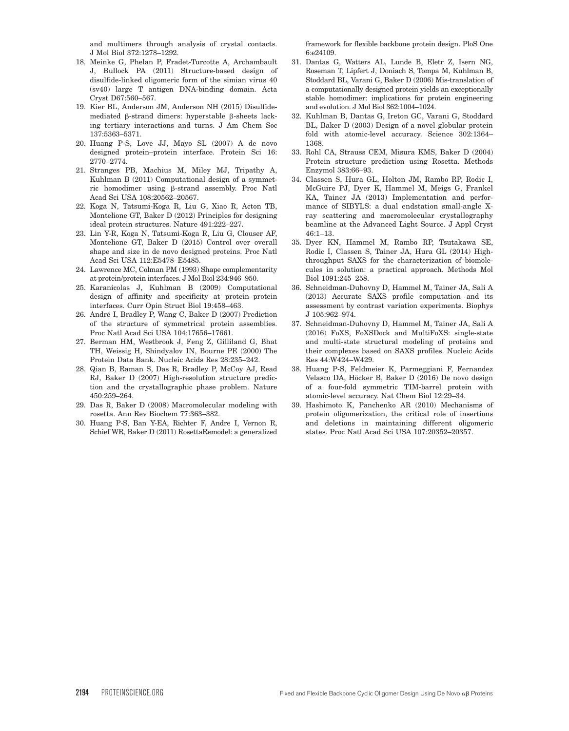and multimers through analysis of crystal contacts. J Mol Biol 372:1278–1292.

18. Meinke G, Phelan P, Fradet-Turcotte A, Archambault J, Bullock PA (2011) Structure-based design of disulfide-linked oligomeric form of the simian virus 40 (sv40) large T antigen DNA-binding domain. Acta Cryst D67:560–567.
19. Kier BL, Anderson JM, Anderson NH (2015) Disulfide-mediated β-strand dimers: hyperstable β-sheets lacking tertiary interactions and turns. J Am Chem Soc 137:5363–5371.
20. Huang P-S, Love JJ, Mayo SL (2007) A de novo designed protein–protein interface. Protein Sci 16: 2770–2774.
21. Stranges PB, Machius M, Miley MJ, Tripathy A, Kuhlman B (2011) Computational design of a symmetric homodimer using β-strand assembly. Proc Natl Acad Sci USA 108:20562–20567.
22. Koga N, Tatsumi-Koga R, Liu G, Xiao R, Acton TB, Montelione GT, Baker D (2012) Principles for designing ideal protein structures. Nature 491:222–227.
23. Lin Y-R, Koga N, Tatsumi-Koga R, Liu G, Clouser AF, Montelione GT, Baker D (2015) Control over overall shape and size in de novo designed proteins. Proc Natl Acad Sci USA 112:E5478–E5485.
24. Lawrence MC, Colman PM (1993) Shape complementarity at protein/protein interfaces. J Mol Biol 234:946–950.
25. Karanicolas J, Kuhlman B (2009) Computational design of affinity and specificity at protein–protein interfaces. Curr Opin Struct Biol 19:458–463.
26. André I, Bradley P, Wang C, Baker D (2007) Prediction of the structure of symmetrical protein assemblies. Proc Natl Acad Sci USA 104:17656–17661.
27. Berman HM, Westbrook J, Feng Z, Gilliland G, Bhat TH, Weissig H, Shindyalov IN, Bourne PE (2000) The Protein Data Bank. Nucleic Acids Res 28:235–242.
28. Qian B, Raman S, Das R, Bradley P, McCoy AJ, Read RJ, Baker D (2007) High-resolution structure prediction and the crystallographic phase problem. Nature 450:259–264.
29. Das R, Baker D (2008) Macromolecular modeling with rosetta. Ann Rev Biochem 77:363–382.
30. Huang P-S, Ban Y-EA, Richter F, Andre I, Vernon R, Schief WR, Baker D (2011) RosettaRemodel: a generalized framework for flexible backbone protein design. PloS One 6:e24109.
31. Dantas G, Watters AL, Lunde B, Eletr Z, Isern NG, Roseman T, Lipfert J, Doniach S, Tompa M, Kuhlman B, Stoddard BL, Varani G, Baker D (2006) Mis-translation of a computationally designed protein yields an exceptionally stable homodimer: implications for protein engineering and evolution. J Mol Biol 362:1004–1024.
32. Kuhlman B, Dantas G, Ireton GC, Varani G, Stoddard BL, Baker D (2003) Design of a novel globular protein fold with atomic-level accuracy. Science 302:1364–1368.
33. Rohl CA, Strauss CEM, Misura KMS, Baker D (2004) Protein structure prediction using Rosetta. Methods Enzymol 383:66–93.
34. Classen S, Hura GL, Holton JM, Rambo RP, Rodic I, McGuire PJ, Dyer K, Hammel M, Meigs G, Frankel KA, Tainer JA (2013) Implementation and performance of SIBYLS: a dual endstation small-angle X-ray scattering and macromolecular crystallography beamline at the Advanced Light Source. J Appl Cryst 46:1–13.
35. Dyer KN, Hammel M, Rambo RP, Tsutakawa SE, Rodic I, Classen S, Tainer JA, Hura GL (2014) High-throughput SAXS for the characterization of biomolecules in solution: a practical approach. Methods Mol Biol 1091:245–258.
36. Schneidman-Duhovny D, Hammel M, Tainer JA, Sali A (2013) Accurate SAXS profile computation and its assessment by contrast variation experiments. Biophys J 105:962–974.
37. Schneidman-Duhovny D, Hammel M, Tainer JA, Sali A (2016) FoXS, FoXSDock and MultiFoXS: single-state and multi-state structural modeling of proteins and their complexes based on SAXS profiles. Nucleic Acids Res 44:W424–W429.
38. Huang P-S, Feldmeier K, Parmeggiani F, Fernandez Velasco DA, Höcker B, Baker D (2016) De novo design of a four-fold symmetric TIM-barrel protein with atomic-level accuracy. Nat Chem Biol 12:29–34.
39. Hashimoto K, Panchenko AR (2010) Mechanisms of protein oligomerization, the critical role of insertions and deletions in maintaining different oligomeric states. Proc Natl Acad Sci USA 107:20352–20357.